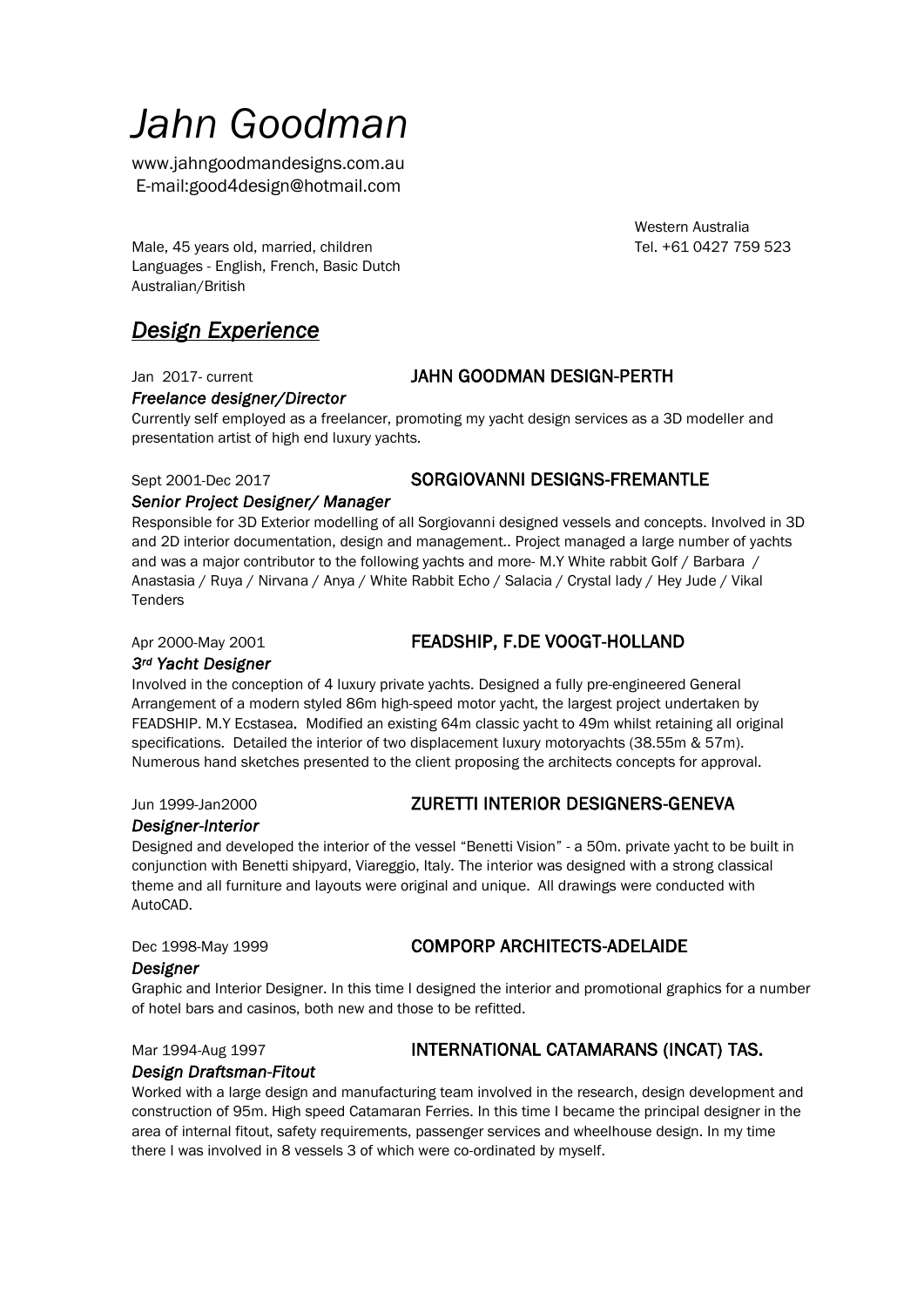# *Jahn Goodman*

www.jahngoodmandesigns.com.au
E-mail:good4design@hotmail.com

Western Australia
Tel. +61 0427 759 523

Male, 45 years old, married, children
Languages - English, French, Basic Dutch
Australian/British

## ***Design Experience***

Jan 2017- current **JAHN GOODMAN DESIGN-PERTH**

***Freelance designer/Director***

Currently self employed as a freelancer, promoting my yacht design services as a 3D modeller and presentation artist of high end luxury yachts.

Sept 2001-Dec 2017 **SORGIOVANNI DESIGNS-FREMANTLE**

***Senior Project Designer/ Manager***

Responsible for 3D Exterior modelling of all Sorgiovanni designed vessels and concepts. Involved in 3D and 2D interior documentation, design and management.. Project managed a large number of yachts and was a major contributor to the following yachts and more- M.Y White rabbit Golf / Barbara / Anastasia / Ruya / Nirvana / Anya / White Rabbit Echo / Salacia / Crystal lady / Hey Jude / Vikal Tenders

Apr 2000-May 2001 **FEADSHIP, F.DE VOOGT-HOLLAND**

***3rd Yacht Designer***

Involved in the conception of 4 luxury private yachts. Designed a fully pre-engineered General Arrangement of a modern styled 86m high-speed motor yacht, the largest project undertaken by FEADSHIP. M.Y Ecstasea. Modified an existing 64m classic yacht to 49m whilst retaining all original specifications. Detailed the interior of two displacement luxury motoryachts (38.55m & 57m). Numerous hand sketches presented to the client proposing the architects concepts for approval.

Jun 1999-Jan2000 **ZURETTI INTERIOR DESIGNERS-GENEVA**

***Designer-Interior***

Designed and developed the interior of the vessel "Benetti Vision" - a 50m. private yacht to be built in conjunction with Benetti shipyard, Viareggio, Italy. The interior was designed with a strong classical theme and all furniture and layouts were original and unique. All drawings were conducted with AutoCAD.

Dec 1998-May 1999 **COMPORP ARCHITECTS-ADELAIDE**

***Designer***

Graphic and Interior Designer. In this time I designed the interior and promotional graphics for a number of hotel bars and casinos, both new and those to be refitted.

Mar 1994-Aug 1997 **INTERNATIONAL CATAMARANS (INCAT) TAS.**

***Design Draftsman-Fitout***

Worked with a large design and manufacturing team involved in the research, design development and construction of 95m. High speed Catamaran Ferries. In this time I became the principal designer in the area of internal fitout, safety requirements, passenger services and wheelhouse design. In my time there I was involved in 8 vessels 3 of which were co-ordinated by myself.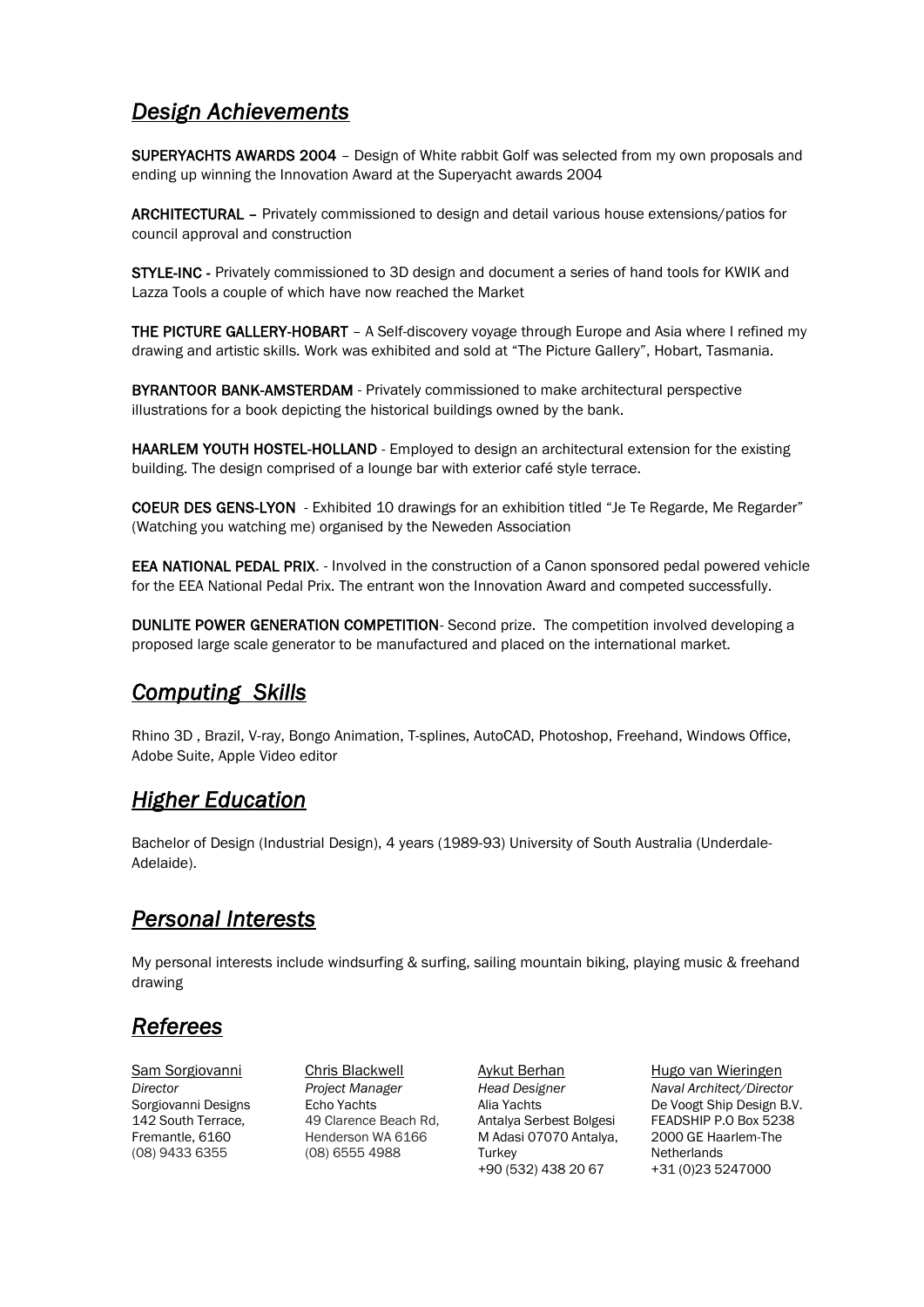## *Design Achievements*

**SUPERYACHTS AWARDS 2004** – Design of White rabbit Golf was selected from my own proposals and ending up winning the Innovation Award at the Superyacht awards 2004

**ARCHITECTURAL** – Privately commissioned to design and detail various house extensions/patios for council approval and construction

**STYLE-INC** - Privately commissioned to 3D design and document a series of hand tools for KWIK and Lazza Tools a couple of which have now reached the Market

**THE PICTURE GALLERY-HOBART** – A Self-discovery voyage through Europe and Asia where I refined my drawing and artistic skills. Work was exhibited and sold at "The Picture Gallery", Hobart, Tasmania.

**BYRANTOOR BANK-AMSTERDAM** - Privately commissioned to make architectural perspective illustrations for a book depicting the historical buildings owned by the bank.

**HAARLEM YOUTH HOSTEL-HOLLAND** - Employed to design an architectural extension for the existing building. The design comprised of a lounge bar with exterior café style terrace.

**COEUR DES GENS-LYON** - Exhibited 10 drawings for an exhibition titled "Je Te Regarde, Me Regarder" (Watching you watching me) organised by the Neweden Association

**EEA NATIONAL PEDAL PRIX**. - Involved in the construction of a Canon sponsored pedal powered vehicle for the EEA National Pedal Prix. The entrant won the Innovation Award and competed successfully.

**DUNLITE POWER GENERATION COMPETITION**- Second prize. The competition involved developing a proposed large scale generator to be manufactured and placed on the international market.

## *Computing Skills*

Rhino 3D , Brazil, V-ray, Bongo Animation, T-splines, AutoCAD, Photoshop, Freehand, Windows Office, Adobe Suite, Apple Video editor

## *Higher Education*

Bachelor of Design (Industrial Design), 4 years (1989-93) University of South Australia (Underdale-Adelaide).

## *Personal Interests*

My personal interests include windsurfing & surfing, sailing mountain biking, playing music & freehand drawing

## *Referees*

Sam Sorgiovanni
*Director*
Sorgiovanni Designs
142 South Terrace,
Fremantle, 6160
(08) 9433 6355

Chris Blackwell
*Project Manager*
Echo Yachts
49 Clarence Beach Rd,
Henderson WA 6166
(08) 6555 4988

Aykut Berhan
*Head Designer*
Alia Yachts
Antalya Serbest Bolgesi
M Adasi 07070 Antalya,
Turkey
+90 (532) 438 20 67

Hugo van Wieringen
*Naval Architect/Director*
De Voogt Ship Design B.V.
FEADSHIP P.O Box 5238
2000 GE Haarlem-The
Netherlands
+31 (0)23 5247000